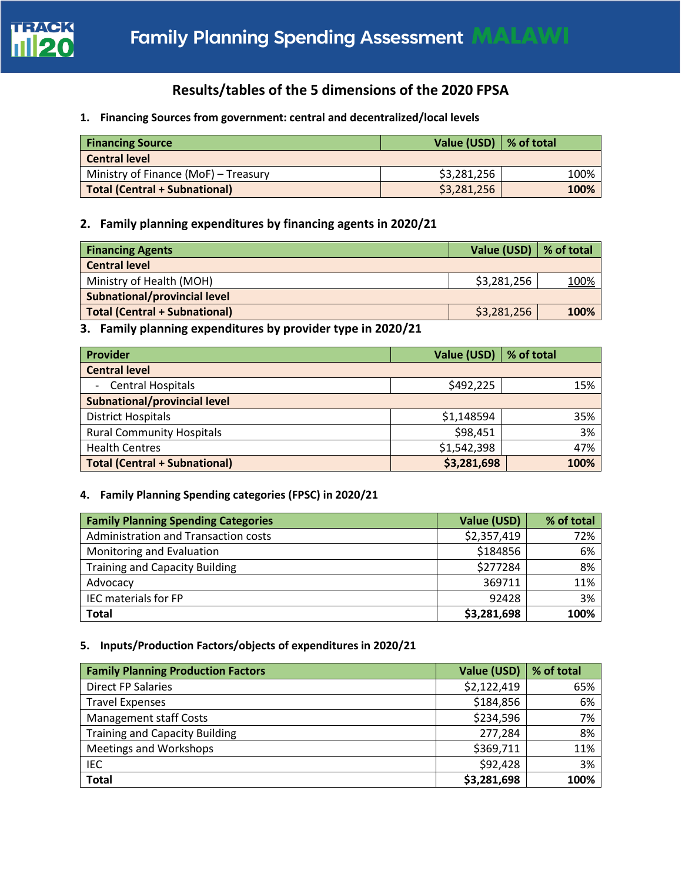# Family Planning Spending Assessment MALAWI

## Results/tables of the 5 dimensions of the 2020 FPSA

### 1. Financing Sources from government: central and decentralized/local levels

| Financing Source | Value (USD) | % of total |
|---|---|---|
| **Central level** | | |
| Ministry of Finance (MoF) – Treasury | $3,281,256 | 100% |
| **Total (Central + Subnational)** | $3,281,256 | **100%** |

### 2. Family planning expenditures by financing agents in 2020/21

| Financing Agents | Value (USD) | % of total |
|---|---|---|
| **Central level** | | |
| Ministry of Health (MOH) | $3,281,256 | 100% |
| **Subnational/provincial level** | | |
| **Total (Central + Subnational)** | $3,281,256 | **100%** |

### 3. Family planning expenditures by provider type in 2020/21

| Provider | Value (USD) | % of total |
|---|---|---|
| **Central level** | | |
| - Central Hospitals | $492,225 | 15% |
| **Subnational/provincial level** | | |
| District Hospitals | $1,148594 | 35% |
| Rural Community Hospitals | $98,451 | 3% |
| Health Centres | $1,542,398 | 47% |
| **Total (Central + Subnational)** | **$3,281,698** | **100%** |

### 4. Family Planning Spending categories (FPSC) in 2020/21

| Family Planning Spending Categories | Value (USD) | % of total |
|---|---|---|
| Administration and Transaction costs | $2,357,419 | 72% |
| Monitoring and Evaluation | $184856 | 6% |
| Training and Capacity Building | $277284 | 8% |
| Advocacy | 369711 | 11% |
| IEC materials for FP | 92428 | 3% |
| **Total** | **$3,281,698** | **100%** |

### 5. Inputs/Production Factors/objects of expenditures in 2020/21

| Family Planning Production Factors | Value (USD) | % of total |
|---|---|---|
| Direct FP Salaries | $2,122,419 | 65% |
| Travel Expenses | $184,856 | 6% |
| Management staff Costs | $234,596 | 7% |
| Training and Capacity Building | 277,284 | 8% |
| Meetings and Workshops | $369,711 | 11% |
| IEC | $92,428 | 3% |
| **Total** | **$3,281,698** | **100%** |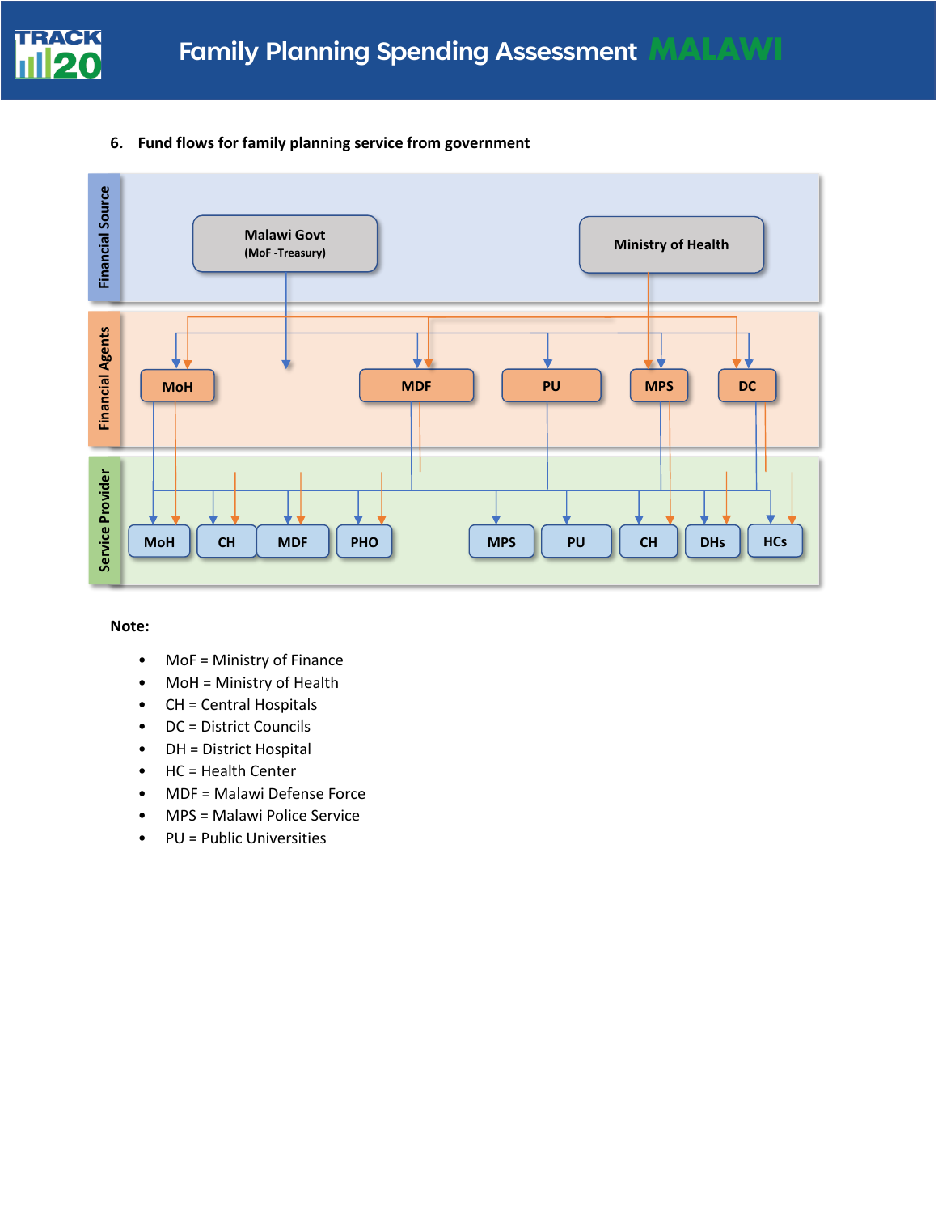### 6. Fund flows for family planning service from government

Financial Source: Malawi Govt (MoF -Treasury); Ministry of Health

Financial Agents: MoH; MDF; PU; MPS; DC

Service Provider: MoH; CH; MDF; PHO; MPS; PU; CH; DHs; HCs

**Note:**

- MoF = Ministry of Finance
- MoH = Ministry of Health
- CH = Central Hospitals
- DC = District Councils
- DH = District Hospital
- HC = Health Center
- MDF = Malawi Defense Force
- MPS = Malawi Police Service
- PU = Public Universities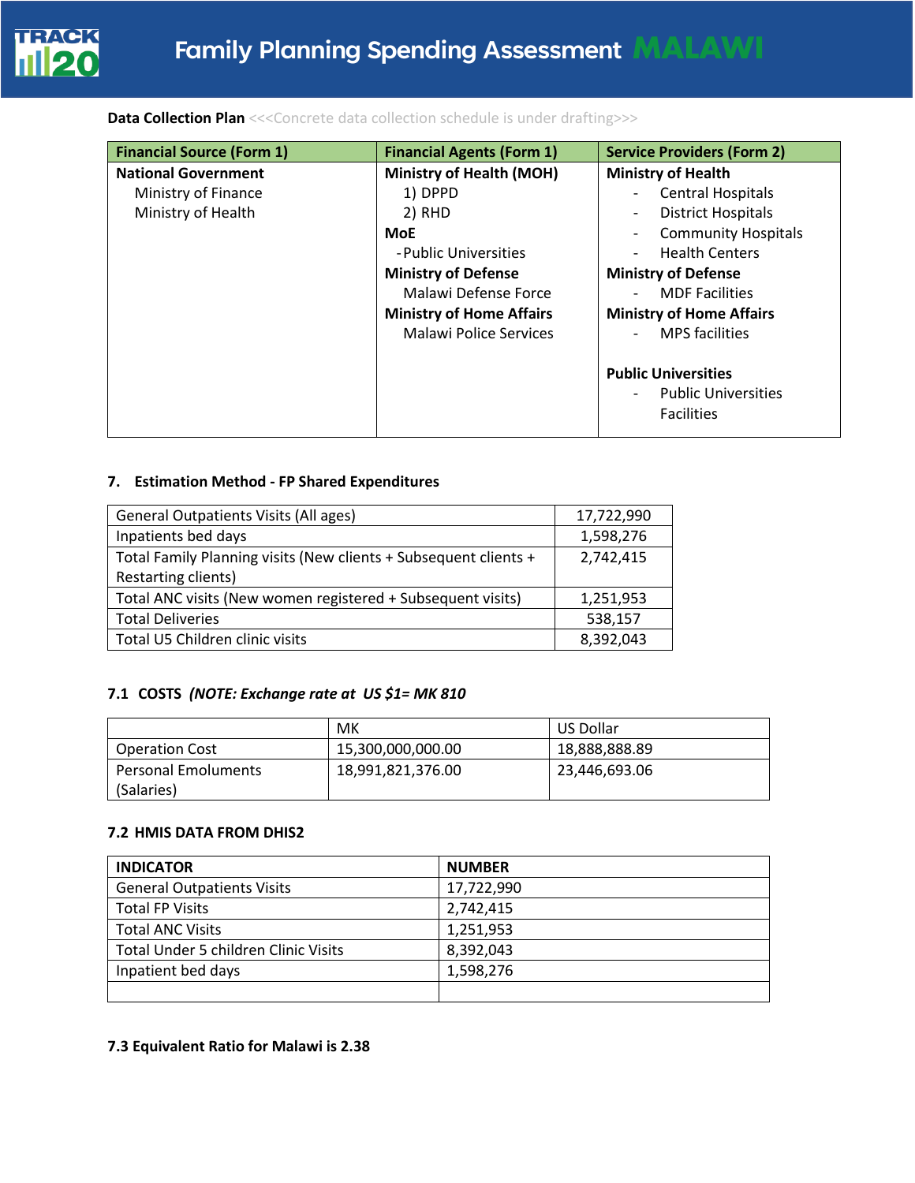**Data Collection Plan** <<<Concrete data collection schedule is under drafting>>>

| Financial Source (Form 1) | Financial Agents (Form 1) | Service Providers (Form 2) |
|---|---|---|
| **National Government**<br>Ministry of Finance<br>Ministry of Health | **Ministry of Health (MOH)**<br>1) DPPD<br>2) RHD<br>**MoE**<br>- Public Universities<br>**Ministry of Defense**<br>Malawi Defense Force<br>**Ministry of Home Affairs**<br>Malawi Police Services | **Ministry of Health**<br>- Central Hospitals<br>- District Hospitals<br>- Community Hospitals<br>- Health Centers<br>**Ministry of Defense**<br>- MDF Facilities<br>**Ministry of Home Affairs**<br>- MPS facilities<br><br>**Public Universities**<br>- Public Universities Facilities |

### 7. Estimation Method - FP Shared Expenditures

| | |
|---|---|
| General Outpatients Visits (All ages) | 17,722,990 |
| Inpatients bed days | 1,598,276 |
| Total Family Planning visits (New clients + Subsequent clients + Restarting clients) | 2,742,415 |
| Total ANC visits (New women registered + Subsequent visits) | 1,251,953 |
| Total Deliveries | 538,157 |
| Total U5 Children clinic visits | 8,392,043 |

### 7.1 COSTS *(NOTE: Exchange rate at US $1= MK 810*

| | MK | US Dollar |
|---|---|---|
| Operation Cost | 15,300,000,000.00 | 18,888,888.89 |
| Personal Emoluments (Salaries) | 18,991,821,376.00 | 23,446,693.06 |

### 7.2 HMIS DATA FROM DHIS2

| INDICATOR | NUMBER |
|---|---|
| General Outpatients Visits | 17,722,990 |
| Total FP Visits | 2,742,415 |
| Total ANC Visits | 1,251,953 |
| Total Under 5 children Clinic Visits | 8,392,043 |
| Inpatient bed days | 1,598,276 |
| | |

### 7.3 Equivalent Ratio for Malawi is 2.38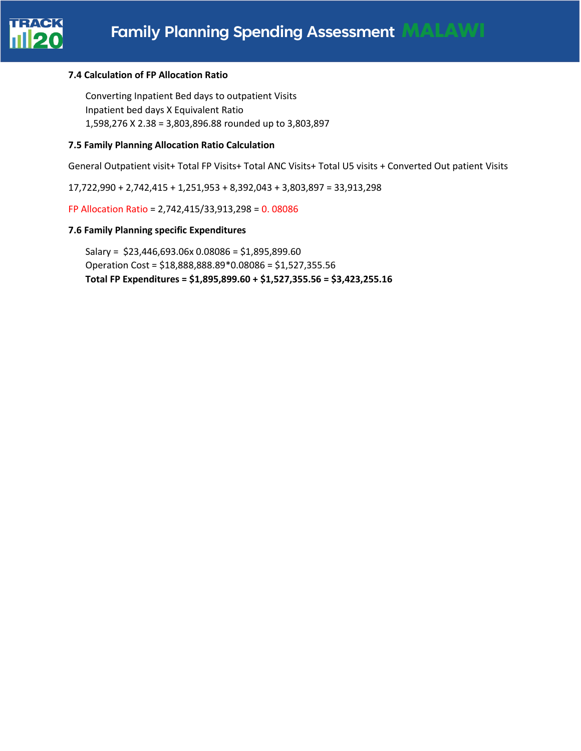### 7.4 Calculation of FP Allocation Ratio

Converting Inpatient Bed days to outpatient Visits
Inpatient bed days X Equivalent Ratio
1,598,276 X 2.38 = 3,803,896.88 rounded up to 3,803,897

### 7.5 Family Planning Allocation Ratio Calculation

General Outpatient visit+ Total FP Visits+ Total ANC Visits+ Total U5 visits + Converted Out patient Visits

17,722,990 + 2,742,415 + 1,251,953 + 8,392,043 + 3,803,897 = 33,913,298

FP Allocation Ratio = 2,742,415/33,913,298 = 0. 08086

### 7.6 Family Planning specific Expenditures

Salary = $23,446,693.06x 0.08086 = $1,895,899.60
Operation Cost = $18,888,888.89*0.08086 = $1,527,355.56
**Total FP Expenditures = $1,895,899.60 + $1,527,355.56 = $3,423,255.16**